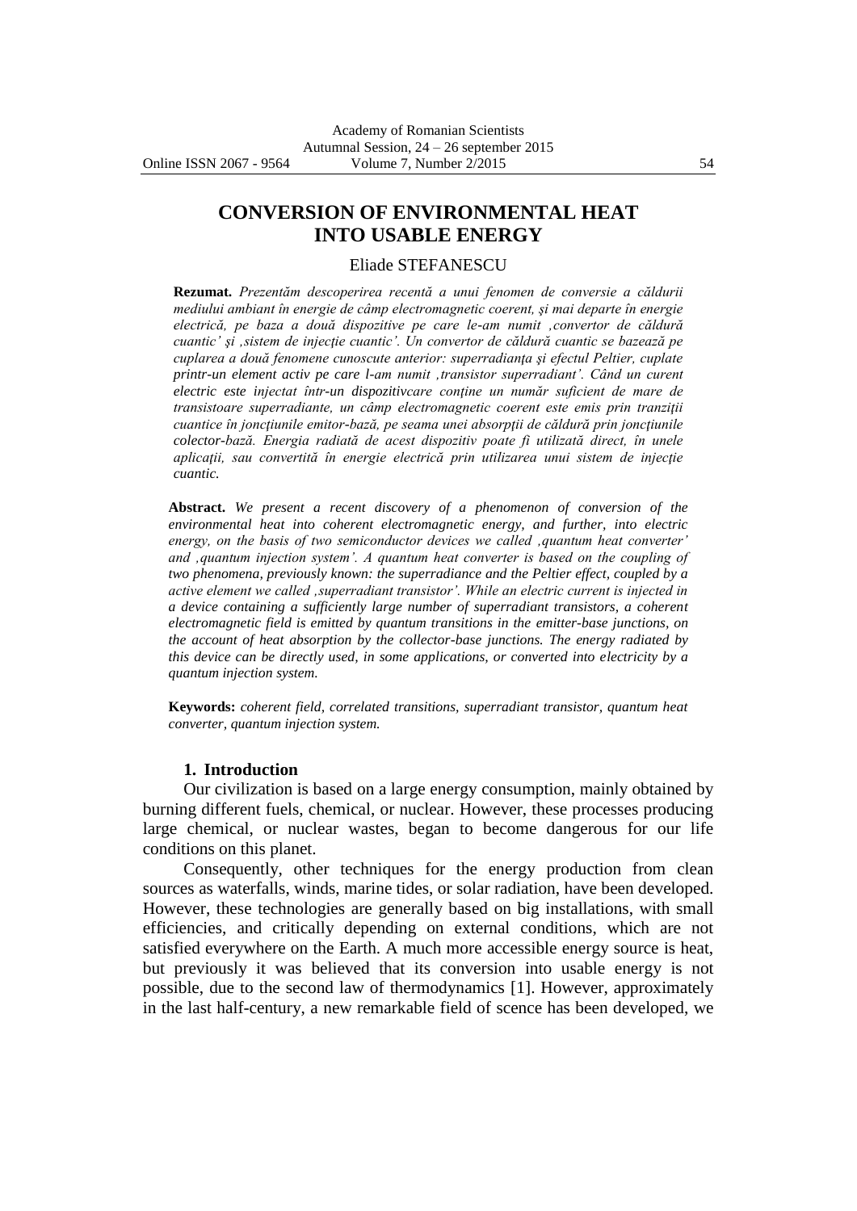# CONVERSION OF ENVIRONMENTAL HEAT INTO USABLE ENERGY

Eliade STEFANESCU

**Rezumat.** *Prezentăm descoperirea recentă a unui fenomen de conversie a căldurii mediului ambiant în energie de câmp electromagnetic coerent, şi mai departe în energie electrică, pe baza a două dispozitive pe care le-am numit ‚convertor de căldură cuantic' şi ‚sistem de injecţie cuantic'. Un convertor de căldură cuantic se bazează pe cuplarea a două fenomene cunoscute anterior: superradianţa şi efectul Peltier, cuplate printr-un element activ pe care l-am numit ‚transistor superradiant'. Când un curent electric este injectat într-un dispozitivcare conţine un număr suficient de mare de transistoare superradiante, un câmp electromagnetic coerent este emis prin tranziţii cuantice în joncţiunile emitor-bază, pe seama unei absorpţii de căldură prin joncţiunile colector-bază. Energia radiată de acest dispozitiv poate fi utilizată direct, în unele aplicaţii, sau convertită în energie electrică prin utilizarea unui sistem de injecţie cuantic.*

**Abstract.** *We present a recent discovery of a phenomenon of conversion of the environmental heat into coherent electromagnetic energy, and further, into electric energy, on the basis of two semiconductor devices we called ‚quantum heat converter' and ‚quantum injection system'. A quantum heat converter is based on the coupling of two phenomena, previously known: the superradiance and the Peltier effect, coupled by a active element we called ‚superradiant transistor'. While an electric current is injected in a device containing a sufficiently large number of superradiant transistors, a coherent electromagnetic field is emitted by quantum transitions in the emitter-base junctions, on the account of heat absorption by the collector-base junctions. The energy radiated by this device can be directly used, in some applications, or converted into electricity by a quantum injection system.*

**Keywords:** *coherent field, correlated transitions, superradiant transistor, quantum heat converter, quantum injection system.*

## 1. Introduction

Our civilization is based on a large energy consumption, mainly obtained by burning different fuels, chemical, or nuclear. However, these processes producing large chemical, or nuclear wastes, began to become dangerous for our life conditions on this planet.

Consequently, other techniques for the energy production from clean sources as waterfalls, winds, marine tides, or solar radiation, have been developed. However, these technologies are generally based on big installations, with small efficiencies, and critically depending on external conditions, which are not satisfied everywhere on the Earth. A much more accessible energy source is heat, but previously it was believed that its conversion into usable energy is not possible, due to the second law of thermodynamics [1]. However, approximately in the last half-century, a new remarkable field of scence has been developed, we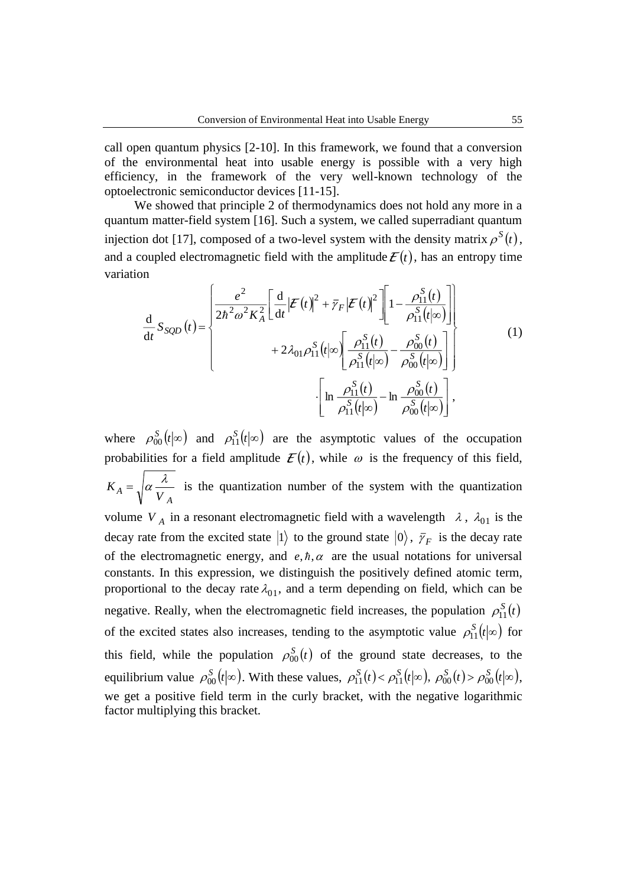call open quantum physics [2-10]. In this framework, we found that a conversion of the environmental heat into usable energy is possible with a very high efficiency, in the framework of the very well-known technology of the optoelectronic semiconductor devices [11-15].

We showed that principle 2 of thermodynamics does not hold any more in a quantum matter-field system [16]. Such a system, we called superradiant quantum injection dot [17], composed of a two-level system with the density matrix $\rho^S(t)$, and a coupled electromagnetic field with the amplitude $\mathcal{E}(t)$, has an entropy time variation

$$
\frac{\mathrm{d}}{\mathrm{d}t} S_{SQD}(t) = \left\{ \begin{array}{l} \dfrac{e^2}{2\hbar^2 \omega^2 K_A^2} \left[ \dfrac{\mathrm{d}}{\mathrm{d}t} |\mathcal{E}(t)|^2 + \bar{\gamma}_F |\mathcal{E}(t)|^2 \right] \left[ 1 - \dfrac{\rho_{11}^S(t)}{\rho_{11}^S(t|\infty)} \right] \\ \qquad + 2\lambda_{01} \rho_{11}^S(t|\infty) \left[ \dfrac{\rho_{11}^S(t)}{\rho_{11}^S(t|\infty)} - \dfrac{\rho_{00}^S(t)}{\rho_{00}^S(t|\infty)} \right] \end{array} \right\} \cdot \left[ \ln \frac{\rho_{11}^S(t)}{\rho_{11}^S(t|\infty)} - \ln \frac{\rho_{00}^S(t)}{\rho_{00}^S(t|\infty)} \right], \tag{1}
$$

where $\rho_{00}^S(t|\infty)$ and $\rho_{11}^S(t|\infty)$ are the asymptotic values of the occupation probabilities for a field amplitude $\mathcal{E}(t)$, while $\omega$ is the frequency of this field, $K_A = \sqrt{\alpha \dfrac{\lambda}{V_A}}$ is the quantization number of the system with the quantization volume $V_A$ in a resonant electromagnetic field with a wavelength $\lambda$, $\lambda_{01}$ is the decay rate from the excited state $|1\rangle$ to the ground state $|0\rangle$, $\bar{\gamma}_F$ is the decay rate of the electromagnetic energy, and $e, \hbar, \alpha$ are the usual notations for universal constants. In this expression, we distinguish the positively defined atomic term, proportional to the decay rate $\lambda_{01}$, and a term depending on field, which can be negative. Really, when the electromagnetic field increases, the population $\rho_{11}^S(t)$ of the excited states also increases, tending to the asymptotic value $\rho_{11}^S(t|\infty)$ for this field, while the population $\rho_{00}^S(t)$ of the ground state decreases, to the equilibrium value $\rho_{00}^S(t|\infty)$. With these values, $\rho_{11}^S(t) < \rho_{11}^S(t|\infty)$, $\rho_{00}^S(t) > \rho_{00}^S(t|\infty)$, we get a positive field term in the curly bracket, with the negative logarithmic factor multiplying this bracket.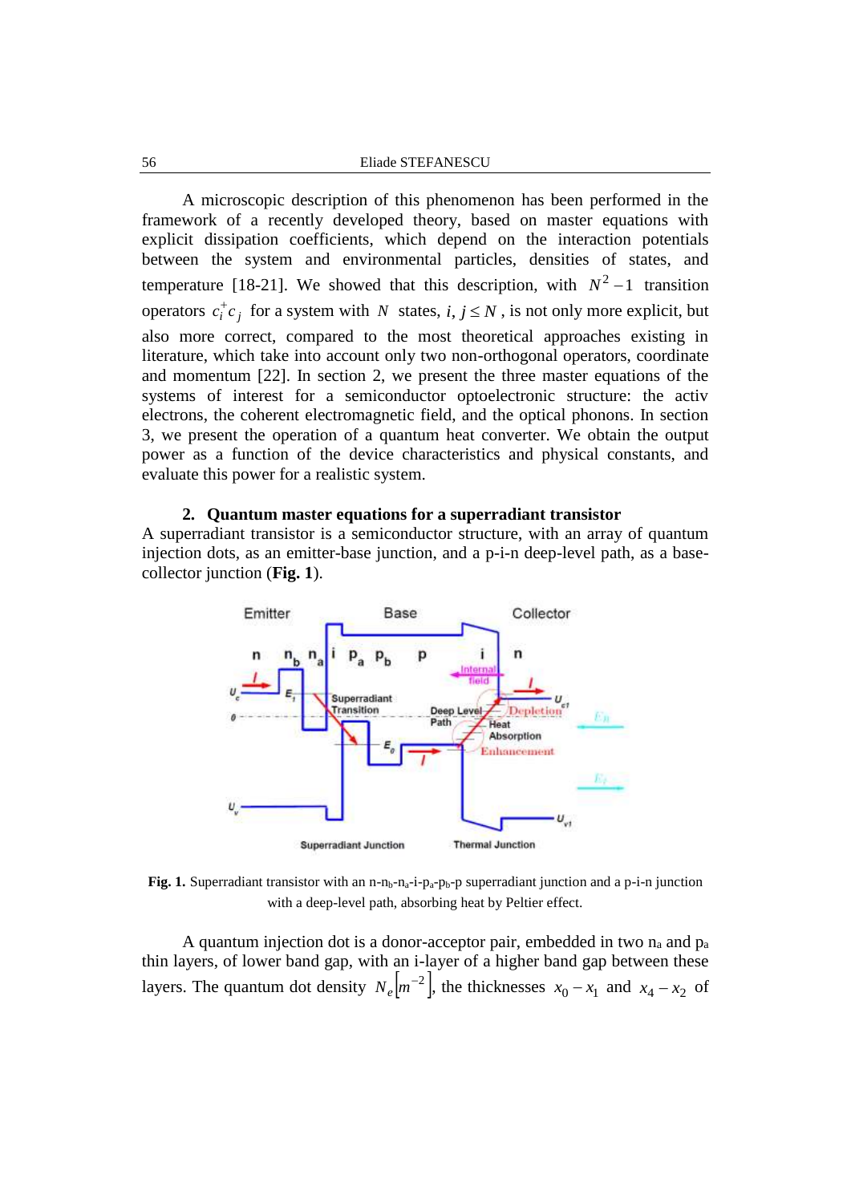A microscopic description of this phenomenon has been performed in the framework of a recently developed theory, based on master equations with explicit dissipation coefficients, which depend on the interaction potentials between the system and environmental particles, densities of states, and temperature [18-21]. We showed that this description, with $N^2-1$ transition operators $c_i^+ c_j$ for a system with $N$ states, $i, j \le N$, is not only more explicit, but also more correct, compared to the most theoretical approaches existing in literature, which take into account only two non-orthogonal operators, coordinate and momentum [22]. In section 2, we present the three master equations of the systems of interest for a semiconductor optoelectronic structure: the activ electrons, the coherent electromagnetic field, and the optical phonons. In section 3, we present the operation of a quantum heat converter. We obtain the output power as a function of the device characteristics and physical constants, and evaluate this power for a realistic system.

## 2. Quantum master equations for a superradiant transistor

A superradiant transistor is a semiconductor structure, with an array of quantum injection dots, as an emitter-base junction, and a p-i-n deep-level path, as a base-collector junction (**Fig. 1**).

**Fig. 1.** Superradiant transistor with an n-$n_b$-$n_a$-i-$p_a$-$p_b$-p superradiant junction and a p-i-n junction with a deep-level path, absorbing heat by Peltier effect.

A quantum injection dot is a donor-acceptor pair, embedded in two $n_a$ and $p_a$ thin layers, of lower band gap, with an i-layer of a higher band gap between these layers. The quantum dot density $N_e[m^{-2}]$, the thicknesses $x_0 - x_1$ and $x_4 - x_2$ of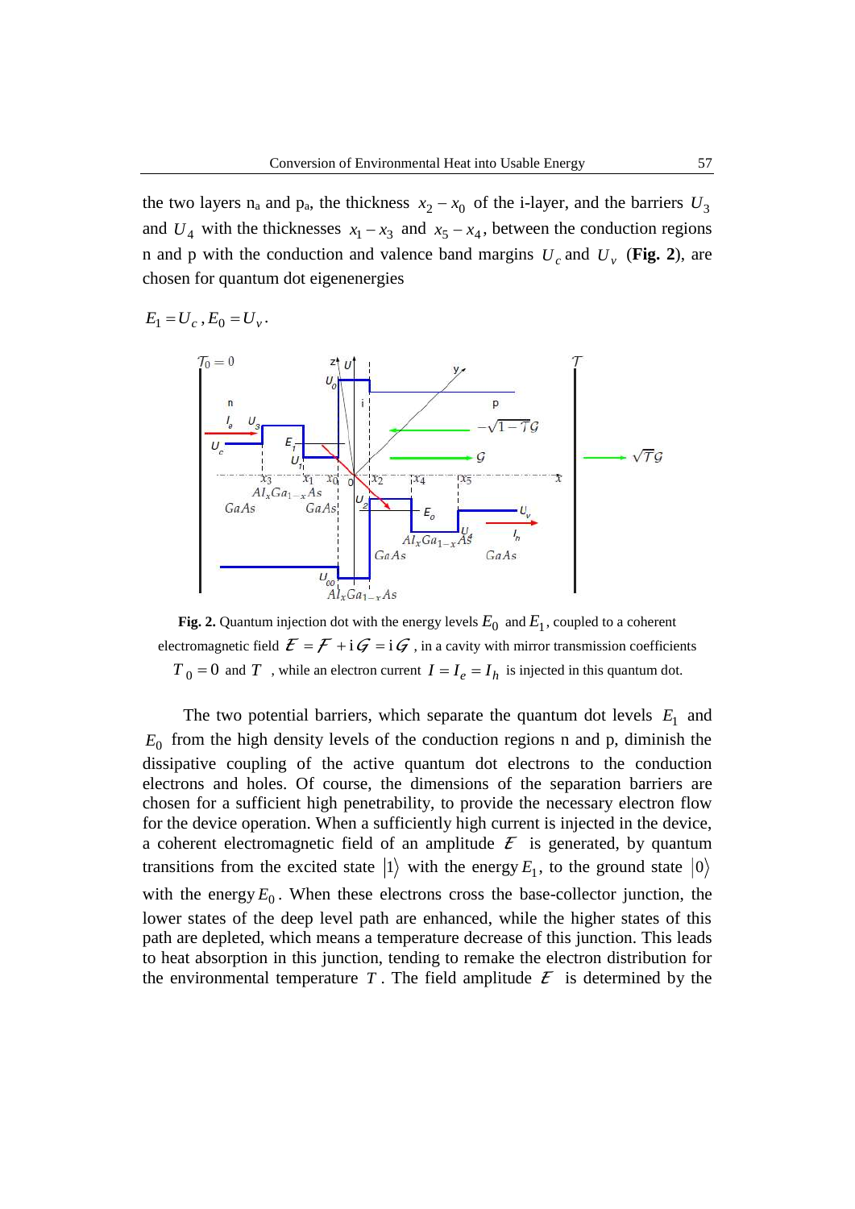the two layers $n_a$ and $p_a$, the thickness $x_2 - x_0$ of the i-layer, and the barriers $U_3$ and $U_4$ with the thicknesses $x_1 - x_3$ and $x_5 - x_4$, between the conduction regions n and p with the conduction and valence band margins $U_c$ and $U_v$ (**Fig. 2**), are chosen for quantum dot eigenenergies

$$E_1 = U_c \, , E_0 = U_v \, .$$

**Fig. 2.** Quantum injection dot with the energy levels $E_0$ and $E_1$, coupled to a coherent electromagnetic field $\mathcal{E} = \mathcal{F} + \mathrm{i}\,\mathcal{G} = \mathrm{i}\,\mathcal{G}$, in a cavity with mirror transmission coefficients $\mathcal{T}_0 = 0$ and $\mathcal{T}$, while an electron current $I = I_e = I_h$ is injected in this quantum dot.

The two potential barriers, which separate the quantum dot levels $E_1$ and $E_0$ from the high density levels of the conduction regions n and p, diminish the dissipative coupling of the active quantum dot electrons to the conduction electrons and holes. Of course, the dimensions of the separation barriers are chosen for a sufficient high penetrability, to provide the necessary electron flow for the device operation. When a sufficiently high current is injected in the device, a coherent electromagnetic field of an amplitude $\mathcal{E}$ is generated, by quantum transitions from the excited state $|1\rangle$ with the energy $E_1$, to the ground state $|0\rangle$ with the energy $E_0$. When these electrons cross the base-collector junction, the lower states of the deep level path are enhanced, while the higher states of this path are depleted, which means a temperature decrease of this junction. This leads to heat absorption in this junction, tending to remake the electron distribution for the environmental temperature $T$. The field amplitude $\mathcal{E}$ is determined by the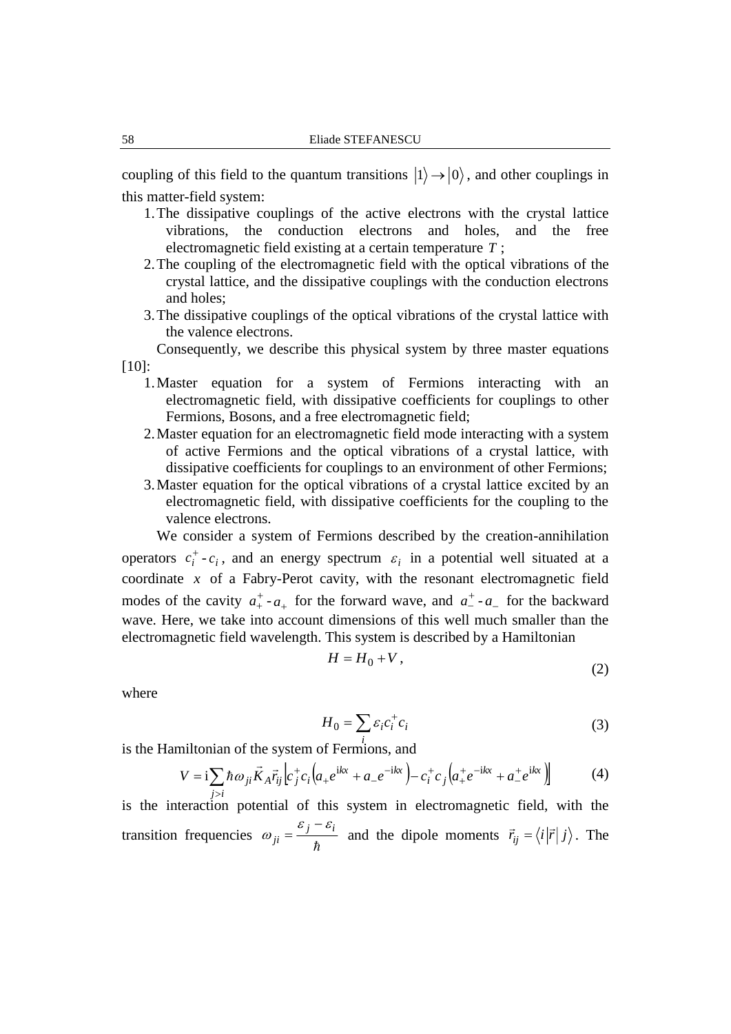coupling of this field to the quantum transitions $|1\rangle \to |0\rangle$, and other couplings in this matter-field system:

1. The dissipative couplings of the active electrons with the crystal lattice vibrations, the conduction electrons and holes, and the free electromagnetic field existing at a certain temperature $T$;
2. The coupling of the electromagnetic field with the optical vibrations of the crystal lattice, and the dissipative couplings with the conduction electrons and holes;
3. The dissipative couplings of the optical vibrations of the crystal lattice with the valence electrons.

Consequently, we describe this physical system by three master equations [10]:

1. Master equation for a system of Fermions interacting with an electromagnetic field, with dissipative coefficients for couplings to other Fermions, Bosons, and a free electromagnetic field;
2. Master equation for an electromagnetic field mode interacting with a system of active Fermions and the optical vibrations of a crystal lattice, with dissipative coefficients for couplings to an environment of other Fermions;
3. Master equation for the optical vibrations of a crystal lattice excited by an electromagnetic field, with dissipative coefficients for the coupling to the valence electrons.

We consider a system of Fermions described by the creation-annihilation operators $c_i^+$ - $c_i$, and an energy spectrum $\varepsilon_i$ in a potential well situated at a coordinate $x$ of a Fabry-Perot cavity, with the resonant electromagnetic field modes of the cavity $a_+^+$ - $a_+$ for the forward wave, and $a_-^+$ - $a_-$ for the backward wave. Here, we take into account dimensions of this well much smaller than the electromagnetic field wavelength. This system is described by a Hamiltonian

$$H = H_0 + V, \tag{2}$$

where

$$H_0 = \sum_i \varepsilon_i c_i^+ c_i \tag{3}$$

is the Hamiltonian of the system of Fermions, and

$$V = \mathrm{i}\sum_{j>i} \hbar\omega_{ji}\vec{K}_A\vec{r}_{ij}\left[c_j^+ c_i\left(a_+ e^{\mathrm{i}kx} + a_- e^{-\mathrm{i}kx}\right) - c_i^+ c_j\left(a_+^+ e^{-\mathrm{i}kx} + a_-^+ e^{\mathrm{i}kx}\right)\right] \tag{4}$$

is the interaction potential of this system in electromagnetic field, with the transition frequencies $\omega_{ji} = \dfrac{\varepsilon_j - \varepsilon_i}{\hbar}$ and the dipole moments $\vec{r}_{ij} = \langle i|\vec{r}\,|\,j\rangle$. The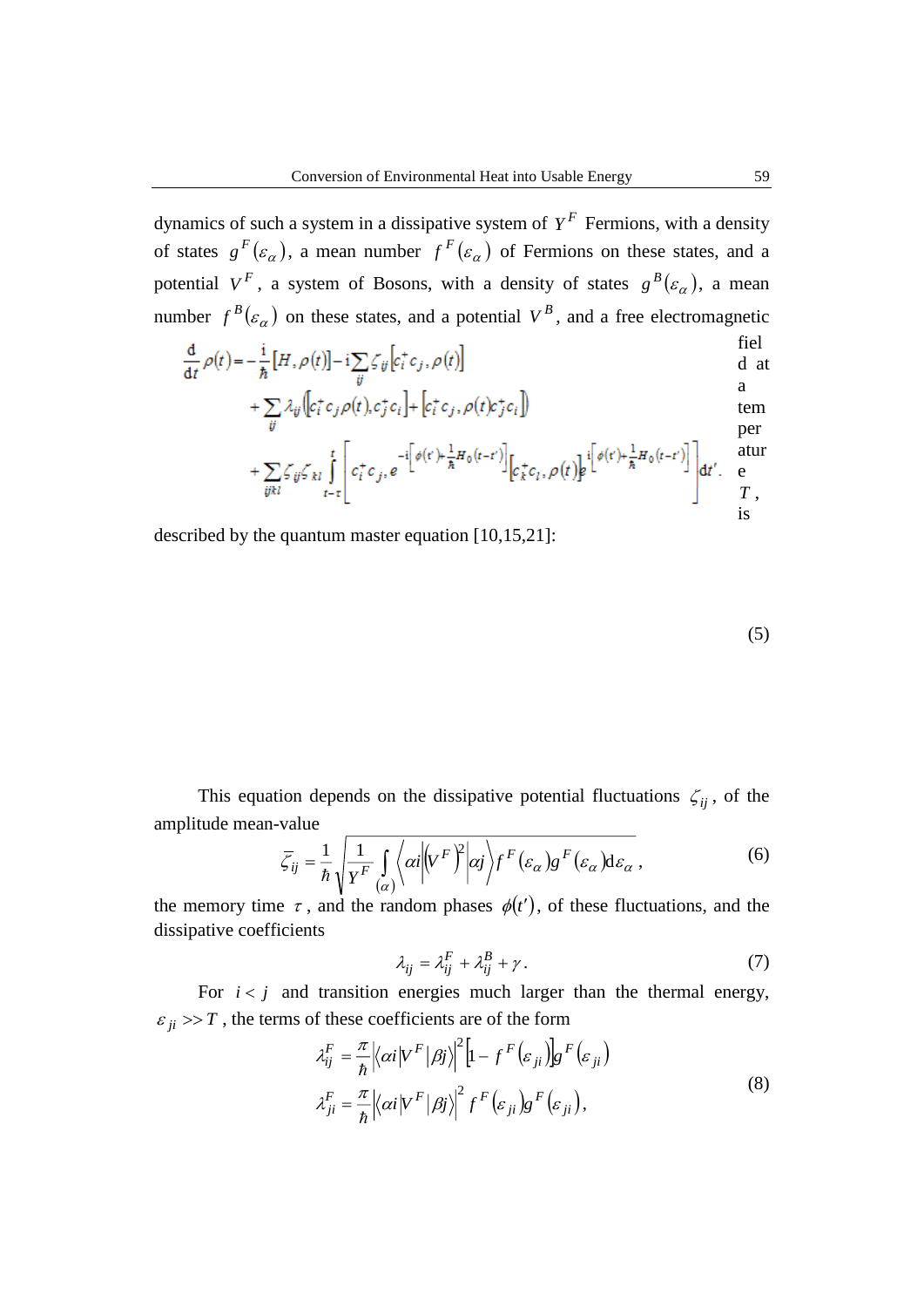dynamics of such a system in a dissipative system of $Y^F$ Fermions, with a density of states $g^F(\varepsilon_\alpha)$, a mean number $f^F(\varepsilon_\alpha)$ of Fermions on these states, and a potential $V^F$, a system of Bosons, with a density of states $g^B(\varepsilon_\alpha)$, a mean number $f^B(\varepsilon_\alpha)$ on these states, and a potential $V^B$, and a free electromagnetic field at a temperature $T$, is described by the quantum master equation [10,15,21]:

$$\frac{\mathrm{d}}{\mathrm{d}t}\rho(t) = -\frac{\mathrm{i}}{\hbar}[H,\rho(t)] - \mathrm{i}\sum_{ij}\zeta_{ij}\left[c_i^+c_j,\rho(t)\right] + \sum_{ij}\lambda_{ij}\left(\left[c_i^+c_j\rho(t),c_j^+c_i\right]+\left[c_i^+c_j,\rho(t)c_j^+c_i\right]\right) + \sum_{ijkl}\zeta_{ij}\zeta_{kl}\int_{t-\tau}^{t}\left[c_i^+c_j,e^{-\mathrm{i}\left[\phi(t')+\frac{1}{\hbar}H_0(t-t')\right]}\left[c_k^+c_l,\rho(t)\right]e^{\mathrm{i}\left[\phi(t')+\frac{1}{\hbar}H_0(t-t')\right]}\right]\mathrm{d}t'. \tag{5}$$

This equation depends on the dissipative potential fluctuations $\zeta_{ij}$, of the amplitude mean-value

$$\bar{\zeta}_{ij} = \frac{1}{\hbar}\sqrt{\frac{1}{Y^F}\int_{(\alpha)}\left\langle \alpha i\left|\left(V^F\right)^2\right|\alpha j\right\rangle f^F(\varepsilon_\alpha)g^F(\varepsilon_\alpha)\mathrm{d}\varepsilon_\alpha}\,, \tag{6}$$

the memory time $\tau$, and the random phases $\phi(t')$, of these fluctuations, and the dissipative coefficients

$$\lambda_{ij} = \lambda_{ij}^F + \lambda_{ij}^B + \gamma\,. \tag{7}$$

For $i<j$ and transition energies much larger than the thermal energy, $\varepsilon_{ji} >> T$, the terms of these coefficients are of the form

$$\begin{aligned}\lambda_{ij}^F &= \frac{\pi}{\hbar}\left|\langle \alpha i|V^F|\beta j\rangle\right|^2\left[1-f^F\left(\varepsilon_{ji}\right)\right]g^F\left(\varepsilon_{ji}\right)\\ \lambda_{ji}^F &= \frac{\pi}{\hbar}\left|\langle \alpha i|V^F|\beta j\rangle\right|^2 f^F\left(\varepsilon_{ji}\right)g^F\left(\varepsilon_{ji}\right),\end{aligned} \tag{8}$$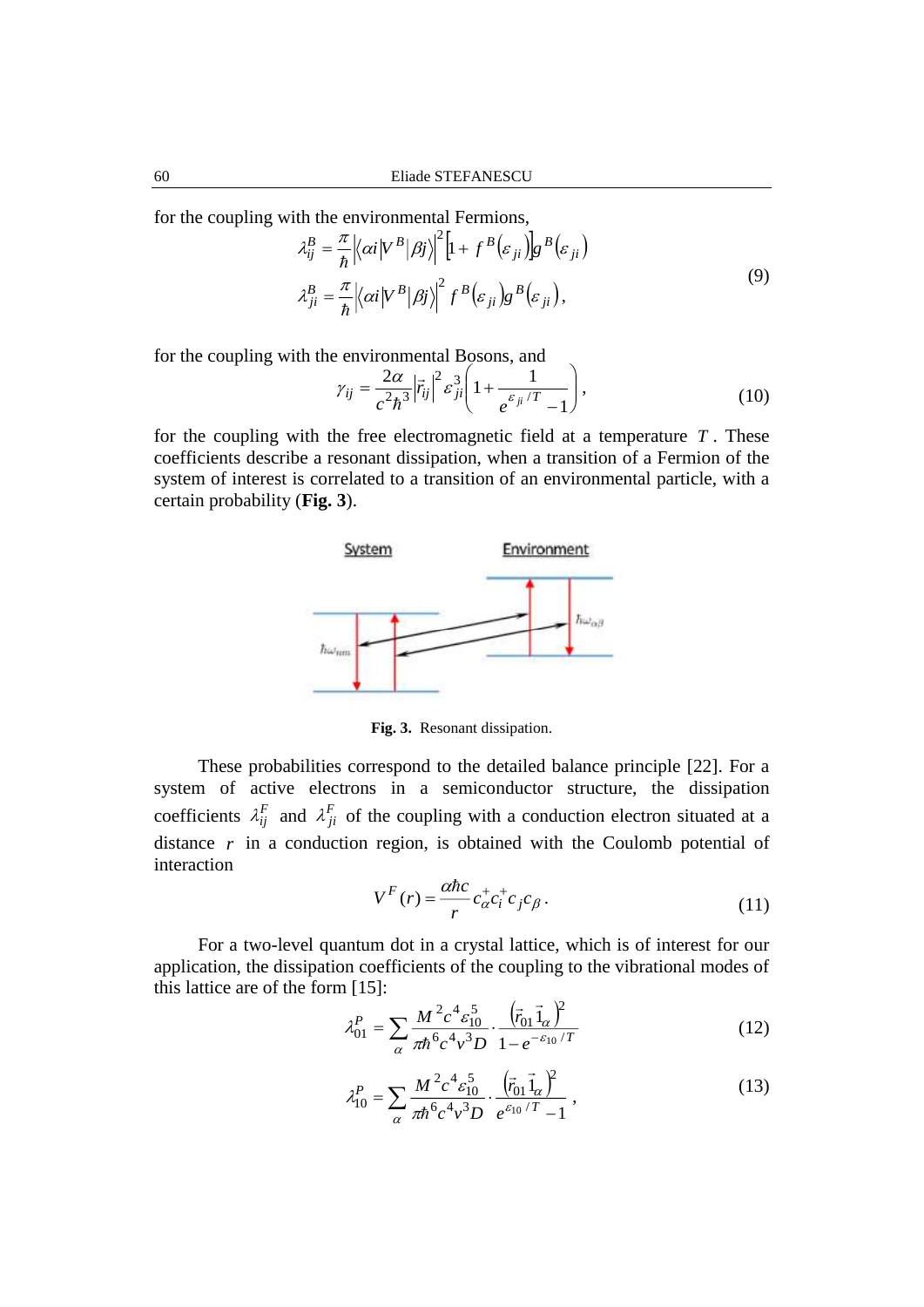for the coupling with the environmental Fermions,

$$\lambda_{ij}^{B} = \frac{\pi}{\hbar}\left|\langle \alpha i|V^{B}|\beta j\rangle\right|^{2}\left[1+f^{B}(\varepsilon_{ji})\right]g^{B}(\varepsilon_{ji})$$
$$\lambda_{ji}^{B} = \frac{\pi}{\hbar}\left|\langle \alpha i|V^{B}|\beta j\rangle\right|^{2} f^{B}(\varepsilon_{ji})g^{B}(\varepsilon_{ji}), \tag{9}$$

for the coupling with the environmental Bosons, and

$$\gamma_{ij} = \frac{2\alpha}{c^{2}\hbar^{3}}\left|\vec{r}_{ij}\right|^{2}\varepsilon_{ji}^{3}\left(1+\frac{1}{e^{\varepsilon_{ji}/T}-1}\right), \tag{10}$$

for the coupling with the free electromagnetic field at a temperature $T$. These coefficients describe a resonant dissipation, when a transition of a Fermion of the system of interest is correlated to a transition of an environmental particle, with a certain probability (**Fig. 3**).

**Fig. 3.** Resonant dissipation.

These probabilities correspond to the detailed balance principle [22]. For a system of active electrons in a semiconductor structure, the dissipation coefficients $\lambda_{ij}^{F}$ and $\lambda_{ji}^{F}$ of the coupling with a conduction electron situated at a distance $r$ in a conduction region, is obtained with the Coulomb potential of interaction

$$V^{F}(r) = \frac{\alpha\hbar c}{r}c_{\alpha}^{+}c_{i}^{+}c_{j}c_{\beta}. \tag{11}$$

For a two-level quantum dot in a crystal lattice, which is of interest for our application, the dissipation coefficients of the coupling to the vibrational modes of this lattice are of the form [15]:

$$\lambda_{01}^{P} = \sum_{\alpha}\frac{M^{2}c^{4}\varepsilon_{10}^{5}}{\pi\hbar^{6}c^{4}v^{3}D}\cdot\frac{\left(\vec{r}_{01}\vec{1}_{\alpha}\right)^{2}}{1-e^{-\varepsilon_{10}/T}} \tag{12}$$

$$\lambda_{10}^{P} = \sum_{\alpha}\frac{M^{2}c^{4}\varepsilon_{10}^{5}}{\pi\hbar^{6}c^{4}v^{3}D}\cdot\frac{\left(\vec{r}_{01}\vec{1}_{\alpha}\right)^{2}}{e^{\varepsilon_{10}/T}-1}, \tag{13}$$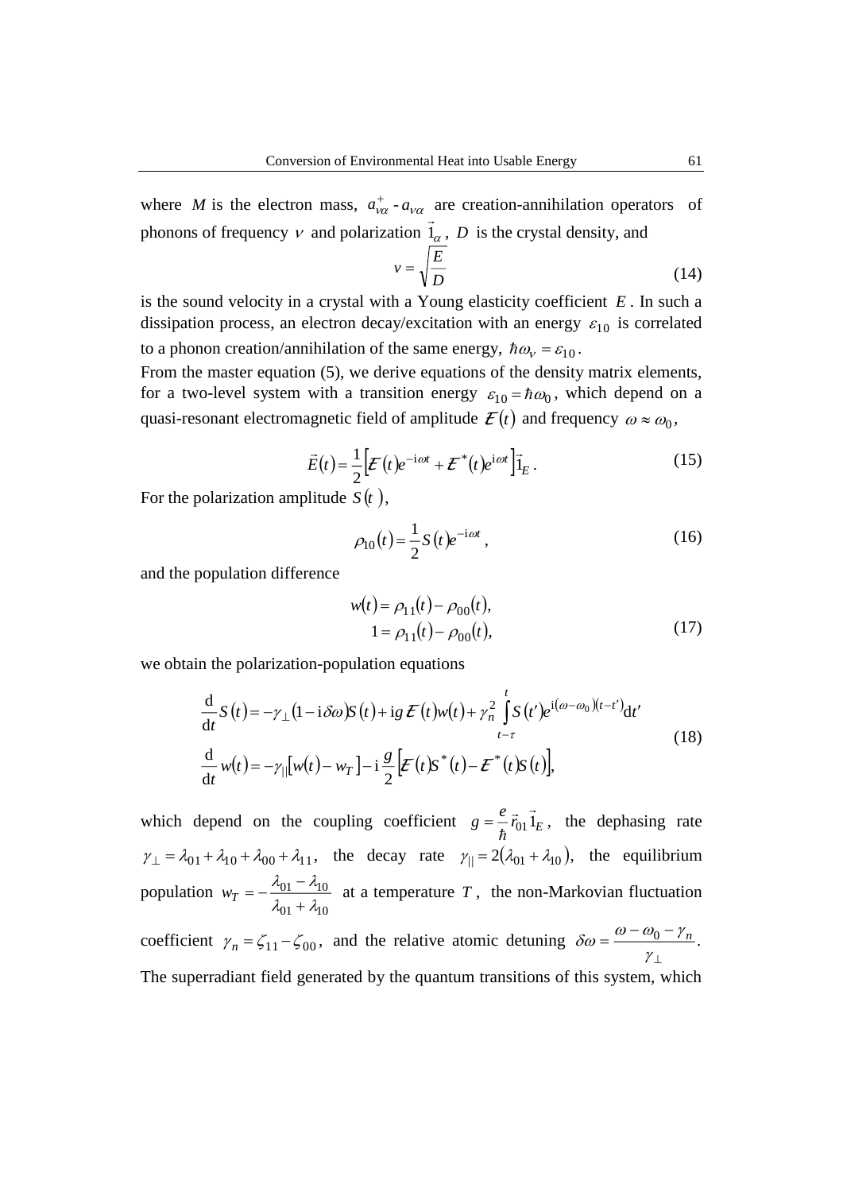where $M$ is the electron mass, $a_{\nu\alpha}^{+}$ - $a_{\nu\alpha}$ are creation-annihilation operators of phonons of frequency $\nu$ and polarization $\vec{1}_{\alpha}$, $D$ is the crystal density, and

$$v = \sqrt{\frac{E}{D}} \tag{14}$$

is the sound velocity in a crystal with a Young elasticity coefficient $E$. In such a dissipation process, an electron decay/excitation with an energy $\varepsilon_{10}$ is correlated to a phonon creation/annihilation of the same energy, $\hbar\omega_{\nu} = \varepsilon_{10}$.

From the master equation (5), we derive equations of the density matrix elements, for a two-level system with a transition energy $\varepsilon_{10} = \hbar\omega_0$, which depend on a quasi-resonant electromagnetic field of amplitude $\mathcal{E}(t)$ and frequency $\omega \approx \omega_0$,

$$\vec{E}(t) = \frac{1}{2}\left[\mathcal{E}(t)e^{-\mathrm{i}\omega t} + \mathcal{E}^{*}(t)e^{\mathrm{i}\omega t}\right]\vec{1}_E. \tag{15}$$

For the polarization amplitude $S(t)$,

$$\rho_{10}(t) = \frac{1}{2}S(t)e^{-\mathrm{i}\omega t}, \tag{16}$$

and the population difference

$$\begin{aligned} w(t) &= \rho_{11}(t) - \rho_{00}(t), \\ 1 &= \rho_{11}(t) - \rho_{00}(t), \end{aligned} \tag{17}$$

we obtain the polarization-population equations

$$\begin{aligned} \frac{\mathrm{d}}{\mathrm{d}t}S(t) &= -\gamma_{\perp}(1 - \mathrm{i}\delta\omega)S(t) + \mathrm{i}g\,\mathcal{E}(t)w(t) + \gamma_n^2 \int_{t-\tau}^{t} S(t')e^{\mathrm{i}(\omega-\omega_0)(t-t')}\mathrm{d}t' \\ \frac{\mathrm{d}}{\mathrm{d}t}w(t) &= -\gamma_{||}\left[w(t) - w_T\right] - \mathrm{i}\frac{g}{2}\left[\mathcal{E}(t)S^{*}(t) - \mathcal{E}^{*}(t)S(t)\right], \end{aligned} \tag{18}$$

which depend on the coupling coefficient $g = \frac{e}{\hbar}\vec{r}_{01}\vec{1}_E$, the dephasing rate $\gamma_{\perp} = \lambda_{01} + \lambda_{10} + \lambda_{00} + \lambda_{11}$, the decay rate $\gamma_{||} = 2(\lambda_{01} + \lambda_{10})$, the equilibrium population $w_T = -\frac{\lambda_{01} - \lambda_{10}}{\lambda_{01} + \lambda_{10}}$ at a temperature $T$, the non-Markovian fluctuation coefficient $\gamma_n = \zeta_{11} - \zeta_{00}$, and the relative atomic detuning $\delta\omega = \frac{\omega - \omega_0 - \gamma_n}{\gamma_{\perp}}$.

The superradiant field generated by the quantum transitions of this system, which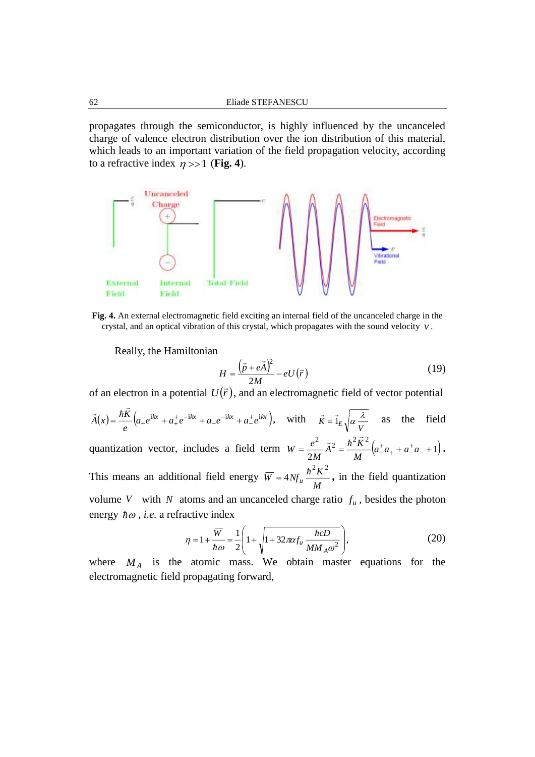propagates through the semiconductor, is highly influenced by the uncanceled charge of valence electron distribution over the ion distribution of this material, which leads to an important variation of the field propagation velocity, according to a refractive index $\eta >> 1$ (**Fig. 4**).

**Fig. 4.** An external electromagnetic field exciting an internal field of the uncanceled charge in the crystal, and an optical vibration of this crystal, which propagates with the sound velocity $v$.

Really, the Hamiltonian

$$H = \frac{\left(\vec{p} + e\vec{A}\right)^2}{2M} - eU\left(\vec{r}\right) \tag{19}$$

of an electron in a potential $U\left(\vec{r}\right)$, and an electromagnetic field of vector potential $\vec{A}(x) = \frac{\hbar\vec{K}}{e}\left(a_+ e^{\mathrm{i}kx} + a_+^+ e^{-\mathrm{i}kx} + a_- e^{-\mathrm{i}kx} + a_-^+ e^{\mathrm{i}kx}\right)$, with $\vec{K} = \vec{1}_E\sqrt{\alpha\frac{\lambda}{V}}$ as the field quantization vector, includes a field term $W = \frac{e^2}{2M}\vec{A}^2 = \frac{\hbar^2 K^2}{M}\left(a_+^+ a_+ + a_-^+ a_- + 1\right)$. This means an additional field energy $\overline{W} = 4Nf_u\frac{\hbar^2 K^2}{M}$, in the field quantization volume $V$ with $N$ atoms and an uncanceled charge ratio $f_u$, besides the photon energy $\hbar\omega$, *i.e.* a refractive index

$$\eta = 1 + \frac{\overline{W}}{\hbar\omega} = \frac{1}{2}\left(1 + \sqrt{1 + 32\pi\alpha f_u\frac{\hbar cD}{MM_A\omega^2}}\right), \tag{20}$$

where $M_A$ is the atomic mass. We obtain master equations for the electromagnetic field propagating forward,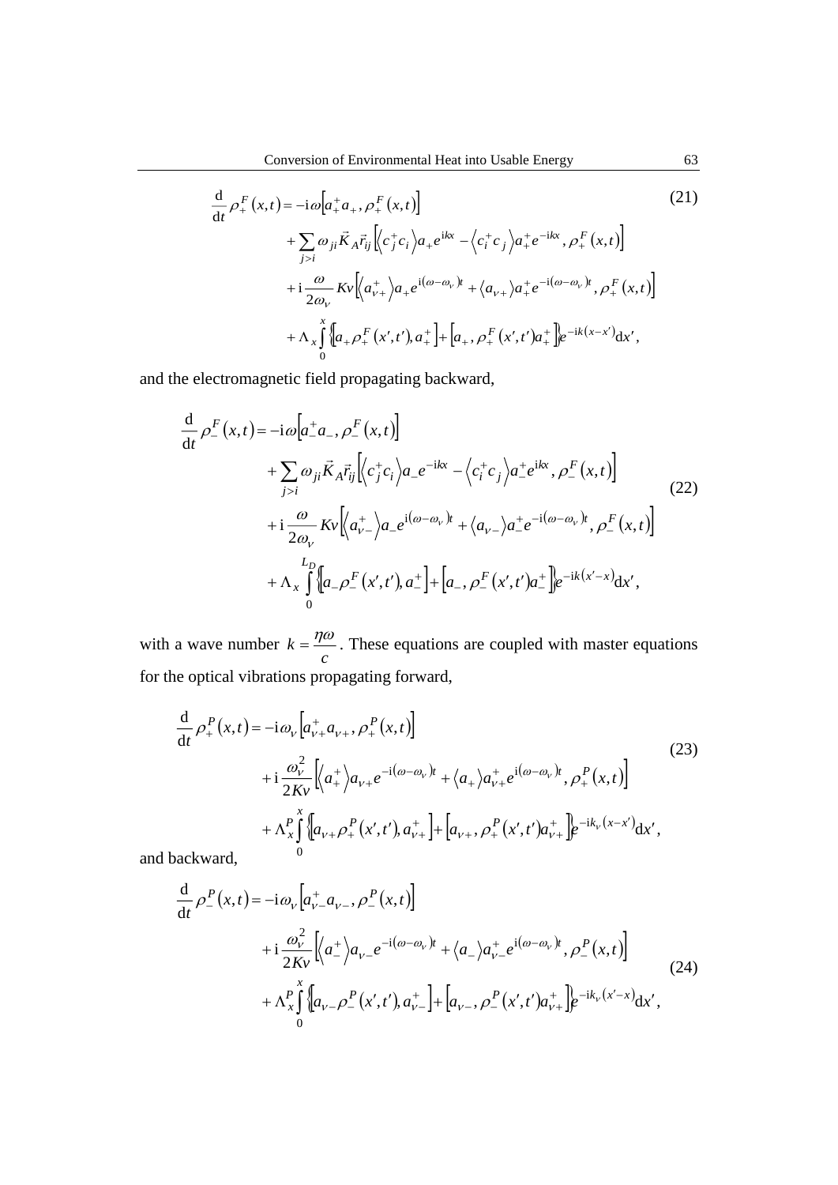$$
\begin{aligned}
\frac{\mathrm{d}}{\mathrm{d}t}\rho_+^F(x,t) &= -\mathrm{i}\omega\left[a_+^+a_+,\rho_+^F(x,t)\right] \\
&+\sum_{j>i}\omega_{ji}\vec{K}_A\vec{r}_{ij}\left[\left\langle c_j^+c_i\right\rangle a_+e^{\mathrm{i}kx}-\left\langle c_i^+c_j\right\rangle a_+^+e^{-\mathrm{i}kx},\rho_+^F(x,t)\right] \\
&+\mathrm{i}\frac{\omega}{2\omega_\nu}K\nu\left[\left\langle a_{\nu+}^+\right\rangle a_+e^{\mathrm{i}(\omega-\omega_\nu)t}+\left\langle a_{\nu+}\right\rangle a_+^+e^{-\mathrm{i}(\omega-\omega_\nu)t},\rho_+^F(x,t)\right] \\
&+\Lambda_x\int_0^x\left\{\left[a_+\rho_+^F(x',t'),a_+^+\right]+\left[a_+,\rho_+^F(x',t')a_+^+\right]\right\}e^{-\mathrm{i}k(x-x')}\mathrm{d}x',
\end{aligned}
\tag{21}
$$

and the electromagnetic field propagating backward,

$$
\begin{aligned}
\frac{\mathrm{d}}{\mathrm{d}t}\rho_-^F(x,t) &= -\mathrm{i}\omega\left[a_-^+a_-,\rho_-^F(x,t)\right] \\
&+\sum_{j>i}\omega_{ji}\vec{K}_A\vec{r}_{ij}\left[\left\langle c_j^+c_i\right\rangle a_-e^{-\mathrm{i}kx}-\left\langle c_i^+c_j\right\rangle a_-^+e^{\mathrm{i}kx},\rho_-^F(x,t)\right] \\
&+\mathrm{i}\frac{\omega}{2\omega_\nu}K\nu\left[\left\langle a_{\nu-}^+\right\rangle a_-e^{\mathrm{i}(\omega-\omega_\nu)t}+\left\langle a_{\nu-}\right\rangle a_-^+e^{-\mathrm{i}(\omega-\omega_\nu)t},\rho_-^F(x,t)\right] \\
&+\Lambda_x\int_0^{L_D}\left\{\left[a_-\rho_-^F(x',t'),a_-^+\right]+\left[a_-,\rho_-^F(x',t')a_-^+\right]\right\}e^{-\mathrm{i}k(x'-x)}\mathrm{d}x',
\end{aligned}
\tag{22}
$$

with a wave number $k=\frac{\eta\omega}{c}$. These equations are coupled with master equations for the optical vibrations propagating forward,

$$
\begin{aligned}
\frac{\mathrm{d}}{\mathrm{d}t}\rho_+^P(x,t) &= -\mathrm{i}\omega_\nu\left[a_{\nu+}^+a_{\nu+},\rho_+^P(x,t)\right] \\
&+\mathrm{i}\frac{\omega_\nu^2}{2K\nu}\left[\left\langle a_+^+\right\rangle a_{\nu+}e^{-\mathrm{i}(\omega-\omega_\nu)t}+\left\langle a_+\right\rangle a_{\nu+}^+e^{\mathrm{i}(\omega-\omega_\nu)t},\rho_+^P(x,t)\right] \\
&+\Lambda_x^P\int_0^x\left\{\left[a_{\nu+}\rho_+^P(x',t'),a_{\nu+}^+\right]+\left[a_{\nu+},\rho_+^P(x',t')a_{\nu+}^+\right]\right\}e^{-\mathrm{i}k_\nu(x-x')}\mathrm{d}x',
\end{aligned}
\tag{23}
$$

and backward,

$$
\begin{aligned}
\frac{\mathrm{d}}{\mathrm{d}t}\rho_-^P(x,t) &= -\mathrm{i}\omega_\nu\left[a_{\nu-}^+a_{\nu-},\rho_-^P(x,t)\right] \\
&+\mathrm{i}\frac{\omega_\nu^2}{2K\nu}\left[\left\langle a_-^+\right\rangle a_{\nu-}e^{-\mathrm{i}(\omega-\omega_\nu)t}+\left\langle a_-\right\rangle a_{\nu-}^+e^{\mathrm{i}(\omega-\omega_\nu)t},\rho_-^P(x,t)\right] \\
&+\Lambda_x^P\int_0^x\left\{\left[a_{\nu-}\rho_-^P(x',t'),a_{\nu-}^+\right]+\left[a_{\nu-},\rho_-^P(x',t')a_{\nu+}^+\right]\right\}e^{-\mathrm{i}k_\nu(x'-x)}\mathrm{d}x',
\end{aligned}
\tag{24}
$$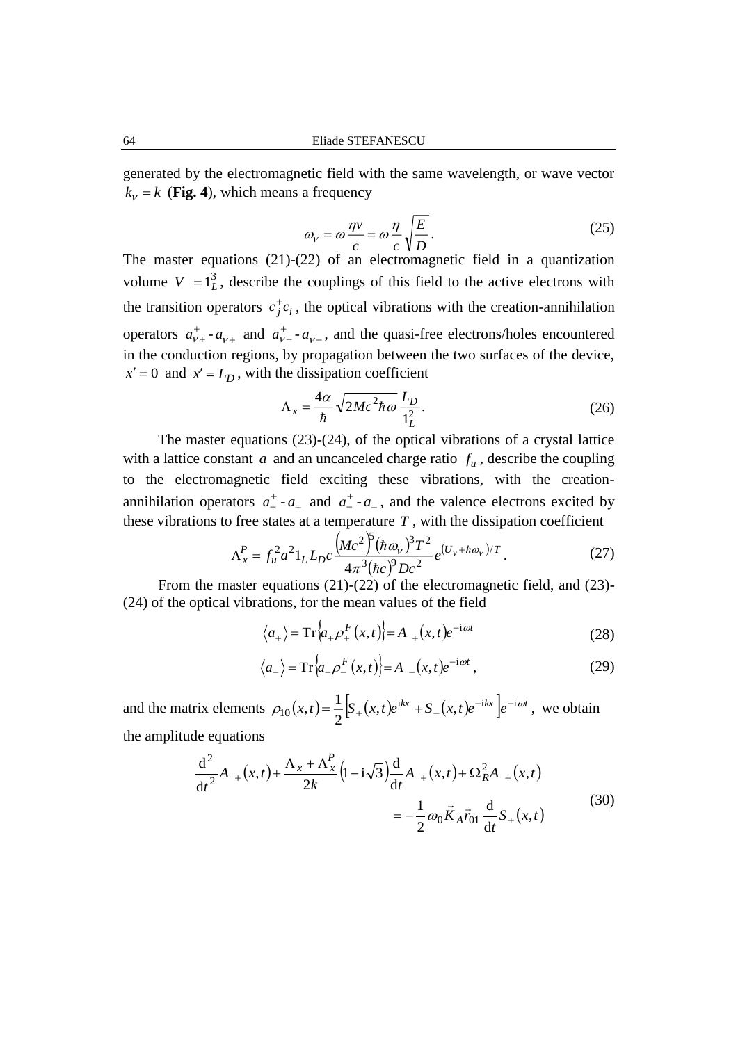generated by the electromagnetic field with the same wavelength, or wave vector $k_\nu = k$ (**Fig. 4**), which means a frequency

$$\omega_\nu = \omega \frac{\eta v}{c} = \omega \frac{\eta}{c}\sqrt{\frac{E}{D}}. \tag{25}$$

The master equations (21)-(22) of an electromagnetic field in a quantization volume $V = 1_L^3$, describe the couplings of this field to the active electrons with the transition operators $c_j^+ c_i$, the optical vibrations with the creation-annihilation operators $a_{\nu+}^+ \text{-} a_{\nu+}$ and $a_{\nu-}^+ \text{-} a_{\nu-}$, and the quasi-free electrons/holes encountered in the conduction regions, by propagation between the two surfaces of the device, $x' = 0$ and $x' = L_D$, with the dissipation coefficient

$$\Lambda_x = \frac{4\alpha}{\hbar}\sqrt{2Mc^2\hbar\omega}\,\frac{L_D}{1_L^2}. \tag{26}$$

The master equations (23)-(24), of the optical vibrations of a crystal lattice with a lattice constant $a$ and an uncanceled charge ratio $f_u$, describe the coupling to the electromagnetic field exciting these vibrations, with the creation-annihilation operators $a_+^+ \text{-} a_+$ and $a_-^+ \text{-} a_-$, and the valence electrons excited by these vibrations to free states at a temperature $T$, with the dissipation coefficient

$$\Lambda_x^P = f_u^2 a^2 1_L L_D c \frac{\left(Mc^2\right)^5 \left(\hbar\omega_\nu\right)^3 T^2}{4\pi^3 (\hbar c)^9 D c^2} e^{(U_\nu + \hbar\omega_\nu)/T}. \tag{27}$$

From the master equations (21)-(22) of the electromagnetic field, and (23)-(24) of the optical vibrations, for the mean values of the field

$$\langle a_+ \rangle = \mathrm{Tr}\left\{a_+ \rho_+^F(x,t)\right\} = A_+(x,t)e^{-\mathrm{i}\omega t} \tag{28}$$

$$\langle a_- \rangle = \mathrm{Tr}\left\{a_- \rho_-^F(x,t)\right\} = A_-(x,t)e^{-\mathrm{i}\omega t}, \tag{29}$$

and the matrix elements $\rho_{10}(x,t) = \frac{1}{2}\left[S_+(x,t)e^{\mathrm{i}kx} + S_-(x,t)e^{-\mathrm{i}kx}\right]e^{-\mathrm{i}\omega t}$, we obtain the amplitude equations

$$\begin{aligned} \frac{\mathrm{d}^2}{\mathrm{d}t^2} A_+(x,t) + \frac{\Lambda_x + \Lambda_x^P}{2k}\left(1 - \mathrm{i}\sqrt{3}\right)\frac{\mathrm{d}}{\mathrm{d}t} A_+(x,t) + \Omega_R^2 A_+(x,t) \\ = -\frac{1}{2}\omega_0 \vec{K}_A \vec{r}_{01} \frac{\mathrm{d}}{\mathrm{d}t} S_+(x,t) \end{aligned} \tag{30}$$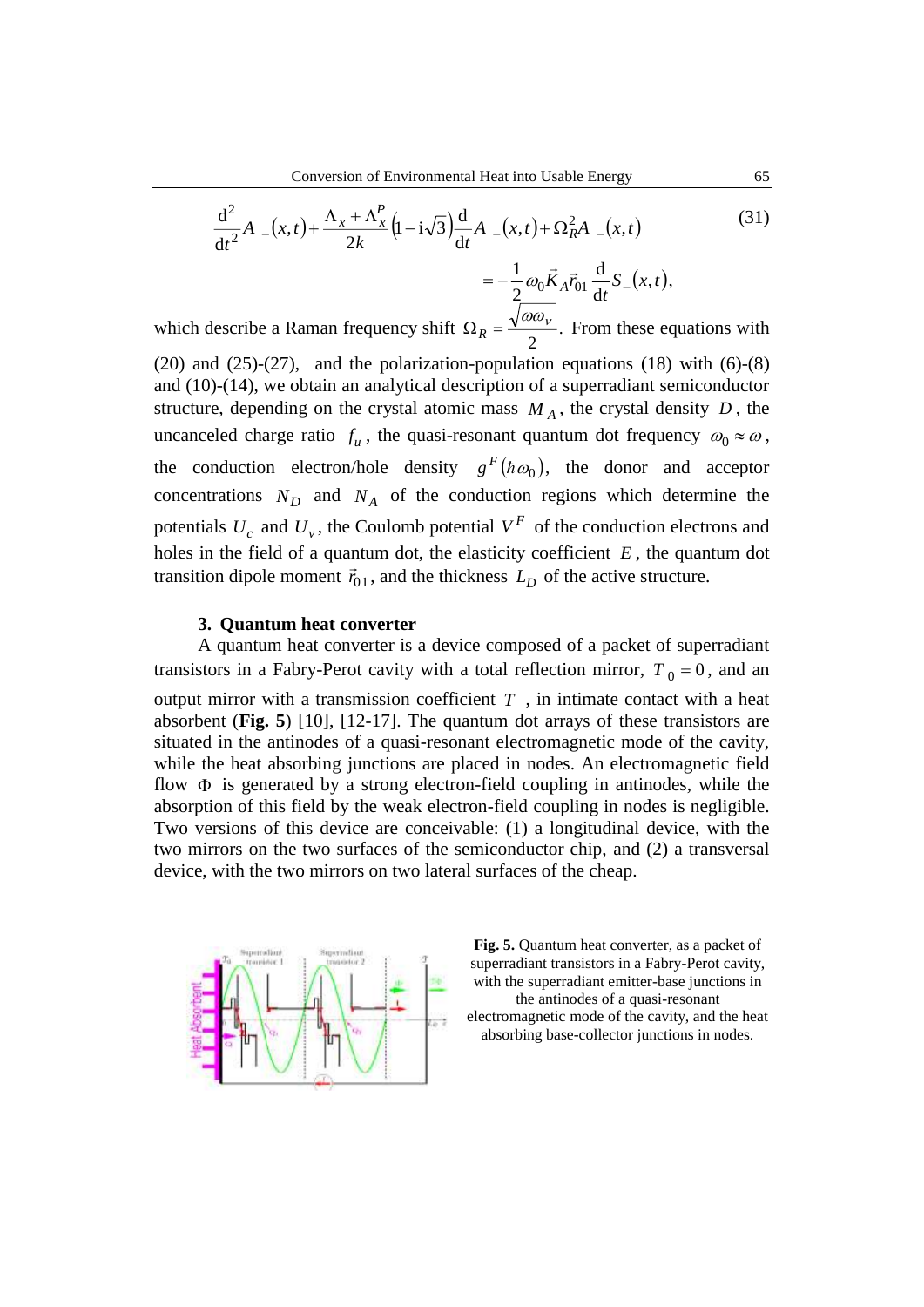$$\frac{\mathrm{d}^2}{\mathrm{d}t^2}A_-(x,t)+\frac{\Lambda_x+\Lambda_x^P}{2k}\left(1-\mathrm{i}\sqrt{3}\right)\frac{\mathrm{d}}{\mathrm{d}t}A_-(x,t)+\Omega_R^2 A_-(x,t) \tag{31}$$

$$=-\frac{1}{2}\omega_0\vec{K}_A\vec{r}_{01}\frac{\mathrm{d}}{\mathrm{d}t}S_-(x,t),$$

which describe a Raman frequency shift $\Omega_R=\frac{\sqrt{\omega\omega_v}}{2}$. From these equations with (20) and (25)-(27), and the polarization-population equations (18) with (6)-(8) and (10)-(14), we obtain an analytical description of a superradiant semiconductor structure, depending on the crystal atomic mass $M_A$, the crystal density $D$, the uncanceled charge ratio $f_u$, the quasi-resonant quantum dot frequency $\omega_0 \approx \omega$, the conduction electron/hole density $g^F(\hbar\omega_0)$, the donor and acceptor concentrations $N_D$ and $N_A$ of the conduction regions which determine the potentials $U_c$ and $U_v$, the Coulomb potential $V^F$ of the conduction electrons and holes in the field of a quantum dot, the elasticity coefficient $E$, the quantum dot transition dipole moment $\vec{r}_{01}$, and the thickness $L_D$ of the active structure.

## 3. Quantum heat converter

A quantum heat converter is a device composed of a packet of superradiant transistors in a Fabry-Perot cavity with a total reflection mirror, $T_0 = 0$, and an output mirror with a transmission coefficient $T$, in intimate contact with a heat absorbent (**Fig. 5**) [10], [12-17]. The quantum dot arrays of these transistors are situated in the antinodes of a quasi-resonant electromagnetic mode of the cavity, while the heat absorbing junctions are placed in nodes. An electromagnetic field flow $\Phi$ is generated by a strong electron-field coupling in antinodes, while the absorption of this field by the weak electron-field coupling in nodes is negligible. Two versions of this device are conceivable: (1) a longitudinal device, with the two mirrors on the two surfaces of the semiconductor chip, and (2) a transversal device, with the two mirrors on two lateral surfaces of the cheap.

**Fig. 5.** Quantum heat converter, as a packet of superradiant transistors in a Fabry-Perot cavity, with the superradiant emitter-base junctions in the antinodes of a quasi-resonant electromagnetic mode of the cavity, and the heat absorbing base-collector junctions in nodes.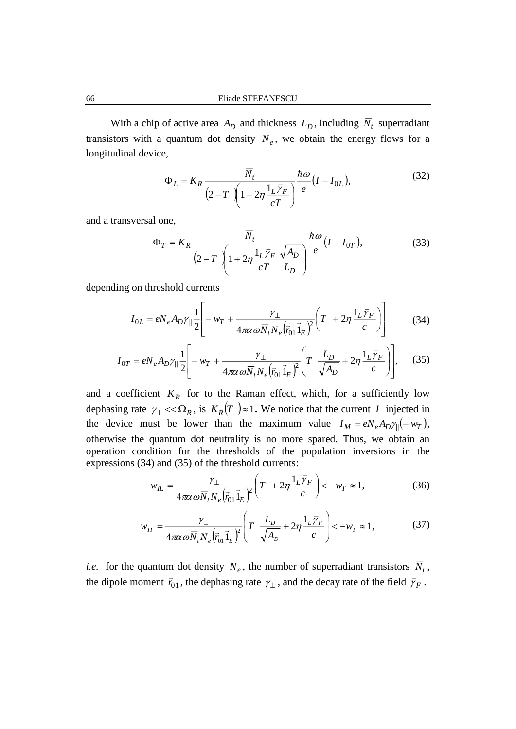With a chip of active area $A_D$ and thickness $L_D$, including $\bar{N}_t$ superradiant transistors with a quantum dot density $N_e$, we obtain the energy flows for a longitudinal device,

$$\Phi_L = K_R \frac{\bar{N}_t}{(2-T\ )\left(1+2\eta\frac{1_L\bar{\gamma}_F}{cT}\right)}\frac{\hbar\omega}{e}(I - I_{0L}), \tag{32}$$

and a transversal one,

$$\Phi_T = K_R \frac{\bar{N}_t}{(2-T\ )\left(1+2\eta\frac{1_L\bar{\gamma}_F}{cT}\frac{\sqrt{A_D}}{L_D}\right)}\frac{\hbar\omega}{e}(I - I_{0T}), \tag{33}$$

depending on threshold currents

$$I_{0L} = eN_eA_D\gamma_{||}\frac{1}{2}\left[-w_T + \frac{\gamma_\perp}{4\pi\alpha\omega\bar{N}_tN_e\left(\vec{r}_{01}\vec{1}_E\right)^2}\left(T\ \ +2\eta\frac{1_L\bar{\gamma}_F}{c}\right)\right] \tag{34}$$

$$I_{0T} = eN_eA_D\gamma_{||}\frac{1}{2}\left[-w_T + \frac{\gamma_\perp}{4\pi\alpha\omega\bar{N}_tN_e\left(\vec{r}_{01}\vec{1}_E\right)^2}\left(T\ \ \frac{L_D}{\sqrt{A_D}}+2\eta\frac{1_L\bar{\gamma}_F}{c}\right)\right], \tag{35}$$

and a coefficient $K_R$ for to the Raman effect, which, for a sufficiently low dephasing rate $\gamma_\perp << \Omega_R$, is $K_R(T\ )\approx 1$. We notice that the current $I$ injected in the device must be lower than the maximum value $I_M = eN_eA_D\gamma_{||}(-w_T)$, otherwise the quantum dot neutrality is no more spared. Thus, we obtain an operation condition for the thresholds of the population inversions in the expressions (34) and (35) of the threshold currents:

$$w_{IL} = \frac{\gamma_\perp}{4\pi\alpha\omega\bar{N}_tN_e\left(\vec{r}_{01}\vec{1}_E\right)^2}\left(T\ \ +2\eta\frac{1_L\bar{\gamma}_F}{c}\right) < -w_T \approx 1, \tag{36}$$

$$w_{IT} = \frac{\gamma_\perp}{4\pi\alpha\omega\bar{N}_tN_e\left(\vec{r}_{01}\vec{1}_E\right)^2}\left(T\ \ \frac{L_D}{\sqrt{A_D}}+2\eta\frac{1_L\bar{\gamma}_F}{c}\right) < -w_T \approx 1, \tag{37}$$

*i.e.* for the quantum dot density $N_e$, the number of superradiant transistors $\bar{N}_t$, the dipole moment $\vec{r}_{01}$, the dephasing rate $\gamma_\perp$, and the decay rate of the field $\bar{\gamma}_F$.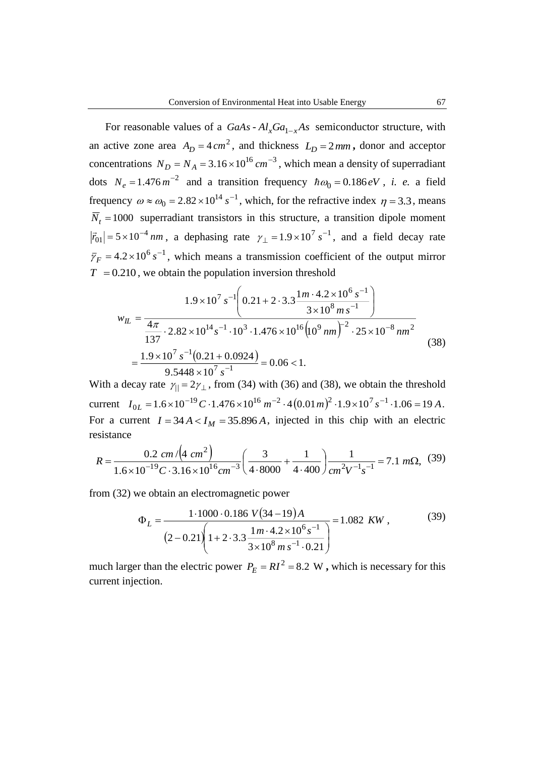For reasonable values of a $GaAs$ - $Al_xGa_{1-x}As$ semiconductor structure, with an active zone area $A_D = 4\,cm^2$, and thickness $L_D = 2\,mm$, donor and acceptor concentrations $N_D = N_A = 3.16\times10^{16}\,cm^{-3}$, which mean a density of superradiant dots $N_e = 1.476\,m^{-2}$ and a transition frequency $\hbar\omega_0 = 0.186\,eV$, *i. e.* a field frequency $\omega \approx \omega_0 = 2.82\times10^{14}\,s^{-1}$, which, for the refractive index $\eta = 3.3$, means $\overline{N}_t = 1000$ superradiant transistors in this structure, a transition dipole moment $|\vec{r}_{01}| = 5\times10^{-4}\,nm$, a dephasing rate $\gamma_\perp = 1.9\times10^7\,s^{-1}$, and a field decay rate $\bar{\gamma}_F = 4.2\times10^6\,s^{-1}$, which means a transmission coefficient of the output mirror $T = 0.210$, we obtain the population inversion threshold

$$
\begin{aligned}
w_{IL} &= \frac{1.9\times10^7\,s^{-1}\left(0.21 + 2\cdot3.3\dfrac{1m\cdot4.2\times10^6\,s^{-1}}{3\times10^8\,m\,s^{-1}}\right)}{\dfrac{4\pi}{137}\cdot2.82\times10^{14}s^{-1}\cdot10^3\cdot1.476\times10^{16}\left(10^9\,nm\right)^{-2}\cdot25\times10^{-8}\,nm^2} \\
&= \frac{1.9\times10^7\,s^{-1}(0.21+0.0924)}{9.5448\times10^7\,s^{-1}} = 0.06 < 1.
\end{aligned}
\tag{38}
$$

With a decay rate $\gamma_{||} = 2\gamma_\perp$, from (34) with (36) and (38), we obtain the threshold current $I_{0L} = 1.6\times10^{-19}C\cdot1.476\times10^{16}\,m^{-2}\cdot4(0.01\,m)^2\cdot1.9\times10^7\,s^{-1}\cdot1.06 = 19\,A$. For a current $I = 34\,A < I_M = 35.896\,A$, injected in this chip with an electric resistance

$$
R = \frac{0.2\;cm/\left(4\;cm^2\right)}{1.6\times10^{-19}C\cdot3.16\times10^{16}cm^{-3}}\left(\frac{3}{4\cdot8000}+\frac{1}{4\cdot400}\right)\frac{1}{cm^2V^{-1}s^{-1}} = 7.1\;m\Omega,
\tag{39}
$$

from (32) we obtain an electromagnetic power

$$
\Phi_L = \frac{1\cdot1000\cdot0.186\;V(34-19)A}{(2-0.21)\left(1+2\cdot3.3\dfrac{1m\cdot4.2\times10^6 s^{-1}}{3\times10^8\,m\,s^{-1}\cdot0.21}\right)} = 1.082\;KW\,,
\tag{39}
$$

much larger than the electric power $P_E = RI^2 = 8.2$ W, which is necessary for this current injection.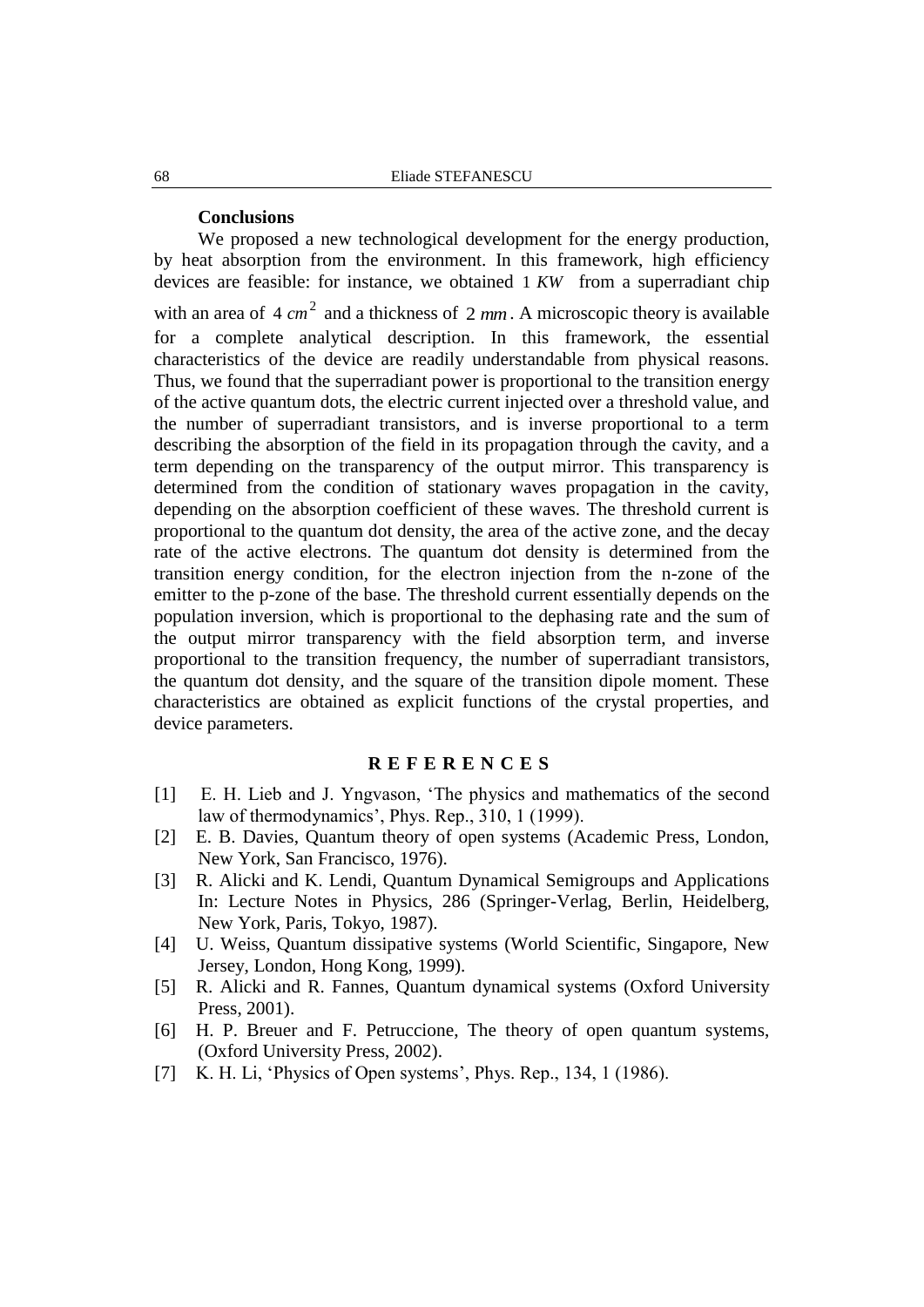### Conclusions

We proposed a new technological development for the energy production, by heat absorption from the environment. In this framework, high efficiency devices are feasible: for instance, we obtained $1\ KW$ from a superradiant chip with an area of $4\ cm^2$ and a thickness of $2\ mm$. A microscopic theory is available for a complete analytical description. In this framework, the essential characteristics of the device are readily understandable from physical reasons. Thus, we found that the superradiant power is proportional to the transition energy of the active quantum dots, the electric current injected over a threshold value, and the number of superradiant transistors, and is inverse proportional to a term describing the absorption of the field in its propagation through the cavity, and a term depending on the transparency of the output mirror. This transparency is determined from the condition of stationary waves propagation in the cavity, depending on the absorption coefficient of these waves. The threshold current is proportional to the quantum dot density, the area of the active zone, and the decay rate of the active electrons. The quantum dot density is determined from the transition energy condition, for the electron injection from the n-zone of the emitter to the p-zone of the base. The threshold current essentially depends on the population inversion, which is proportional to the dephasing rate and the sum of the output mirror transparency with the field absorption term, and inverse proportional to the transition frequency, the number of superradiant transistors, the quantum dot density, and the square of the transition dipole moment. These characteristics are obtained as explicit functions of the crystal properties, and device parameters.

## R E F E R E N C E S

[1] E. H. Lieb and J. Yngvason, 'The physics and mathematics of the second law of thermodynamics', Phys. Rep., 310, 1 (1999).

[2] E. B. Davies, Quantum theory of open systems (Academic Press, London, New York, San Francisco, 1976).

[3] R. Alicki and K. Lendi, Quantum Dynamical Semigroups and Applications In: Lecture Notes in Physics, 286 (Springer-Verlag, Berlin, Heidelberg, New York, Paris, Tokyo, 1987).

[4] U. Weiss, Quantum dissipative systems (World Scientific, Singapore, New Jersey, London, Hong Kong, 1999).

[5] R. Alicki and R. Fannes, Quantum dynamical systems (Oxford University Press, 2001).

[6] H. P. Breuer and F. Petruccione, The theory of open quantum systems, (Oxford University Press, 2002).

[7] K. H. Li, 'Physics of Open systems', Phys. Rep., 134, 1 (1986).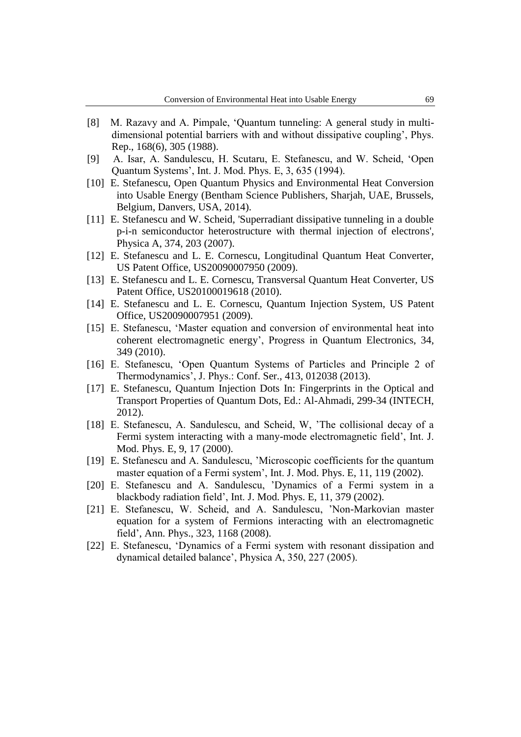[8] M. Razavy and A. Pimpale, 'Quantum tunneling: A general study in multi-dimensional potential barriers with and without dissipative coupling', Phys. Rep., 168(6), 305 (1988).

[9] A. Isar, A. Sandulescu, H. Scutaru, E. Stefanescu, and W. Scheid, 'Open Quantum Systems', Int. J. Mod. Phys. E, 3, 635 (1994).

[10] E. Stefanescu, Open Quantum Physics and Environmental Heat Conversion into Usable Energy (Bentham Science Publishers, Sharjah, UAE, Brussels, Belgium, Danvers, USA, 2014).

[11] E. Stefanescu and W. Scheid, 'Superradiant dissipative tunneling in a double p-i-n semiconductor heterostructure with thermal injection of electrons', Physica A, 374, 203 (2007).

[12] E. Stefanescu and L. E. Cornescu, Longitudinal Quantum Heat Converter, US Patent Office, US20090007950 (2009).

[13] E. Stefanescu and L. E. Cornescu, Transversal Quantum Heat Converter, US Patent Office, US20100019618 (2010).

[14] E. Stefanescu and L. E. Cornescu, Quantum Injection System, US Patent Office, US20090007951 (2009).

[15] E. Stefanescu, 'Master equation and conversion of environmental heat into coherent electromagnetic energy', Progress in Quantum Electronics, 34, 349 (2010).

[16] E. Stefanescu, 'Open Quantum Systems of Particles and Principle 2 of Thermodynamics', J. Phys.: Conf. Ser., 413, 012038 (2013).

[17] E. Stefanescu, Quantum Injection Dots In: Fingerprints in the Optical and Transport Properties of Quantum Dots, Ed.: Al-Ahmadi, 299-34 (INTECH, 2012).

[18] E. Stefanescu, A. Sandulescu, and Scheid, W, 'The collisional decay of a Fermi system interacting with a many-mode electromagnetic field', Int. J. Mod. Phys. E, 9, 17 (2000).

[19] E. Stefanescu and A. Sandulescu, 'Microscopic coefficients for the quantum master equation of a Fermi system', Int. J. Mod. Phys. E, 11, 119 (2002).

[20] E. Stefanescu and A. Sandulescu, 'Dynamics of a Fermi system in a blackbody radiation field', Int. J. Mod. Phys. E, 11, 379 (2002).

[21] E. Stefanescu, W. Scheid, and A. Sandulescu, 'Non-Markovian master equation for a system of Fermions interacting with an electromagnetic field', Ann. Phys., 323, 1168 (2008).

[22] E. Stefanescu, 'Dynamics of a Fermi system with resonant dissipation and dynamical detailed balance', Physica A, 350, 227 (2005).